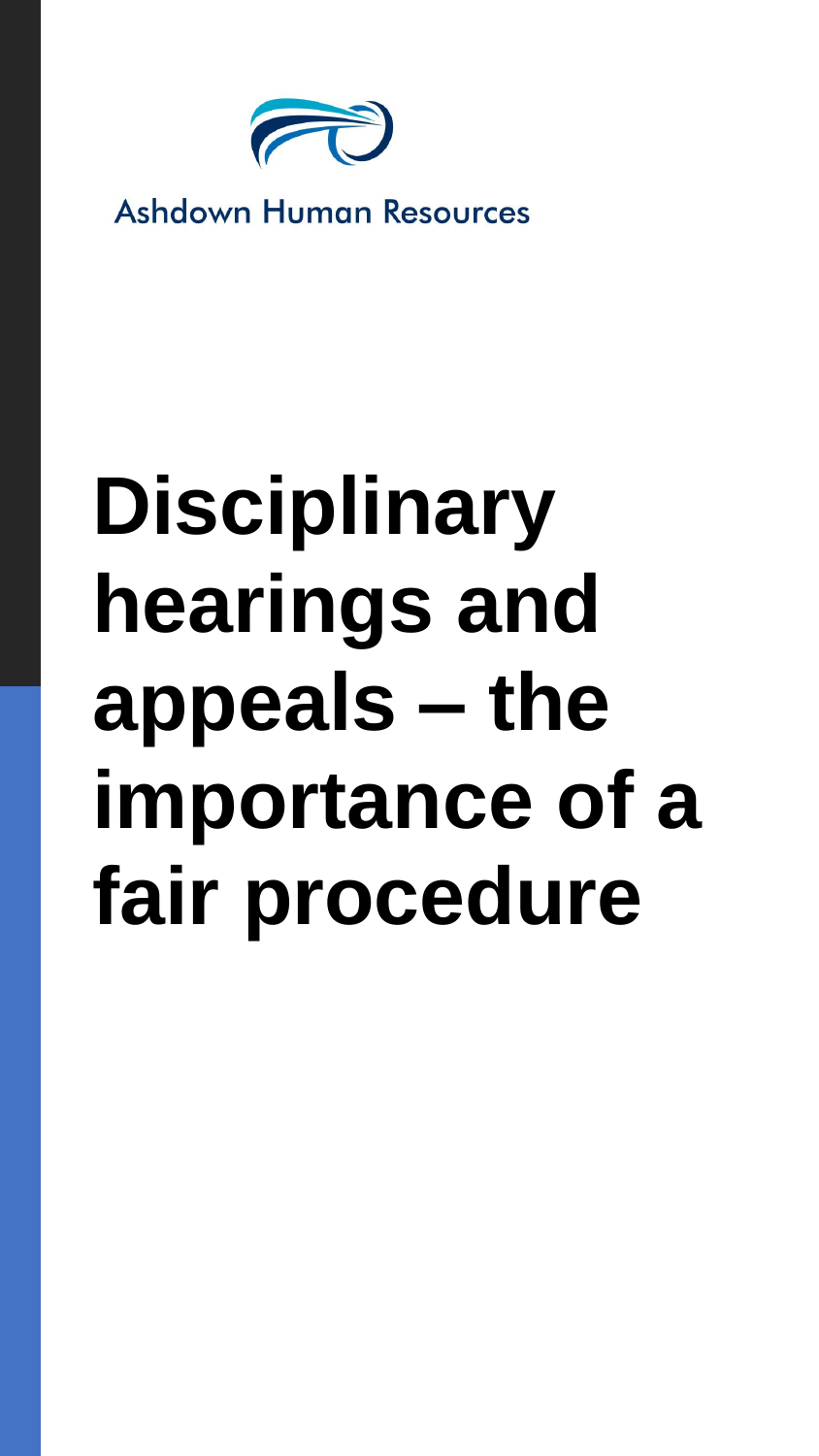Ashdown Human Resources

# Disciplinary hearings and appeals – the importance of a fair procedure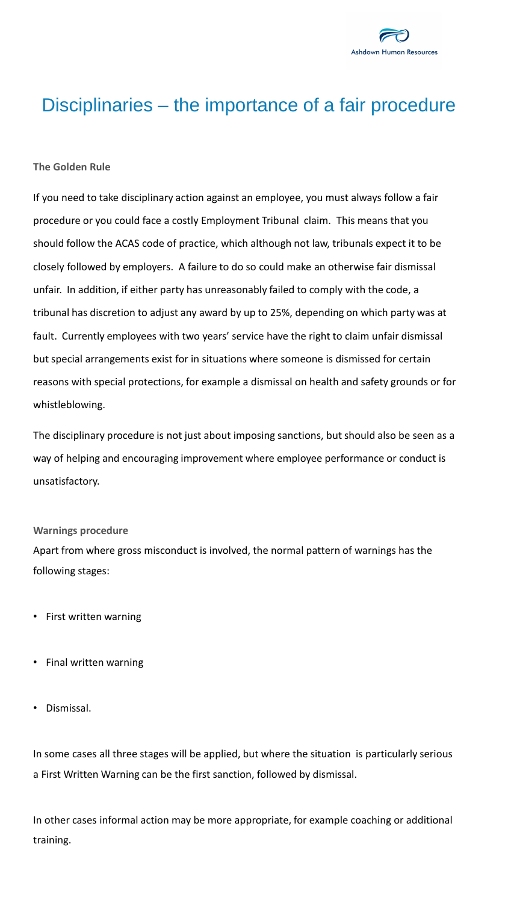# Disciplinaries – the importance of a fair procedure

**The Golden Rule**

If you need to take disciplinary action against an employee, you must always follow a fair procedure or you could face a costly Employment Tribunal claim. This means that you should follow the ACAS code of practice, which although not law, tribunals expect it to be closely followed by employers. A failure to do so could make an otherwise fair dismissal unfair. In addition, if either party has unreasonably failed to comply with the code, a tribunal has discretion to adjust any award by up to 25%, depending on which party was at fault. Currently employees with two years' service have the right to claim unfair dismissal but special arrangements exist for in situations where someone is dismissed for certain reasons with special protections, for example a dismissal on health and safety grounds or for whistleblowing.

The disciplinary procedure is not just about imposing sanctions, but should also be seen as a way of helping and encouraging improvement where employee performance or conduct is unsatisfactory.

**Warnings procedure**

Apart from where gross misconduct is involved, the normal pattern of warnings has the following stages:

- First written warning
- Final written warning
- Dismissal.

In some cases all three stages will be applied, but where the situation is particularly serious a First Written Warning can be the first sanction, followed by dismissal.

In other cases informal action may be more appropriate, for example coaching or additional training.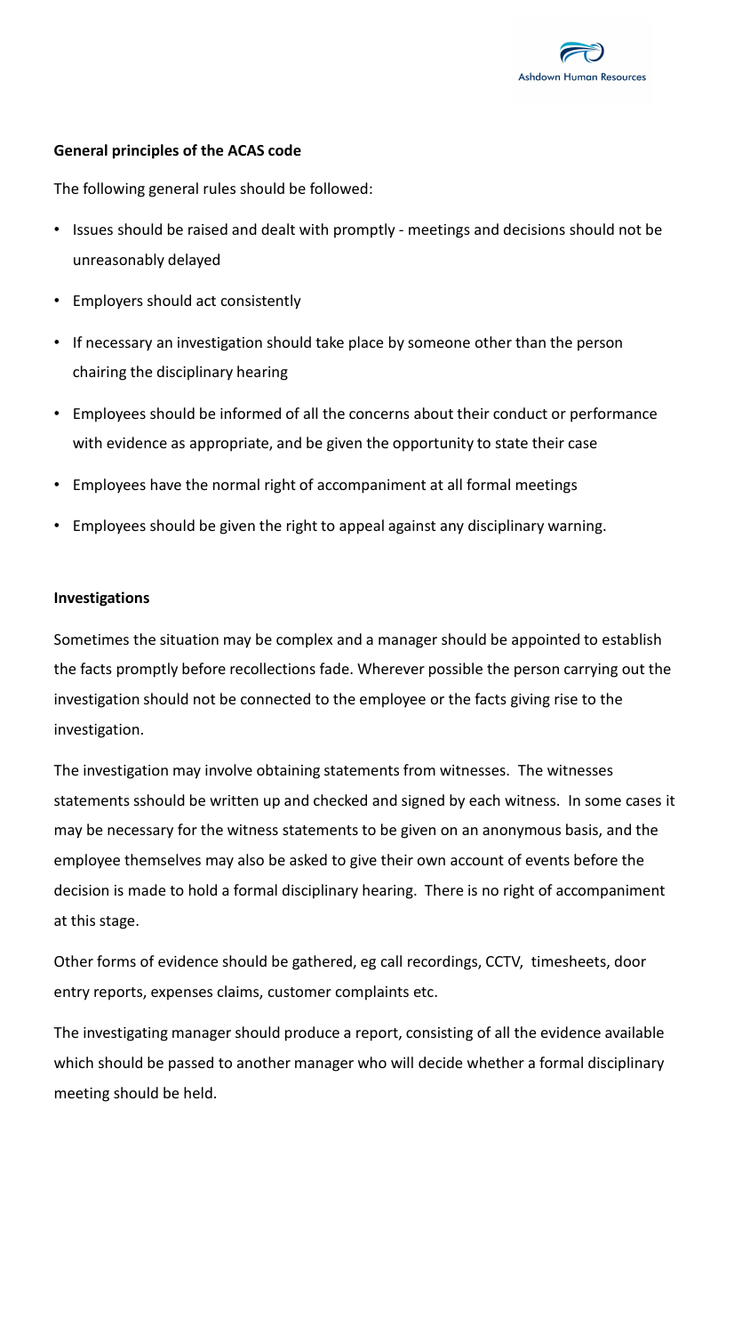**General principles of the ACAS code**

The following general rules should be followed:

- Issues should be raised and dealt with promptly - meetings and decisions should not be unreasonably delayed
- Employers should act consistently
- If necessary an investigation should take place by someone other than the person chairing the disciplinary hearing
- Employees should be informed of all the concerns about their conduct or performance with evidence as appropriate, and be given the opportunity to state their case
- Employees have the normal right of accompaniment at all formal meetings
- Employees should be given the right to appeal against any disciplinary warning.

**Investigations**

Sometimes the situation may be complex and a manager should be appointed to establish the facts promptly before recollections fade. Wherever possible the person carrying out the investigation should not be connected to the employee or the facts giving rise to the investigation.

The investigation may involve obtaining statements from witnesses. The witnesses statements sshould be written up and checked and signed by each witness. In some cases it may be necessary for the witness statements to be given on an anonymous basis, and the employee themselves may also be asked to give their own account of events before the decision is made to hold a formal disciplinary hearing. There is no right of accompaniment at this stage.

Other forms of evidence should be gathered, eg call recordings, CCTV, timesheets, door entry reports, expenses claims, customer complaints etc.

The investigating manager should produce a report, consisting of all the evidence available which should be passed to another manager who will decide whether a formal disciplinary meeting should be held.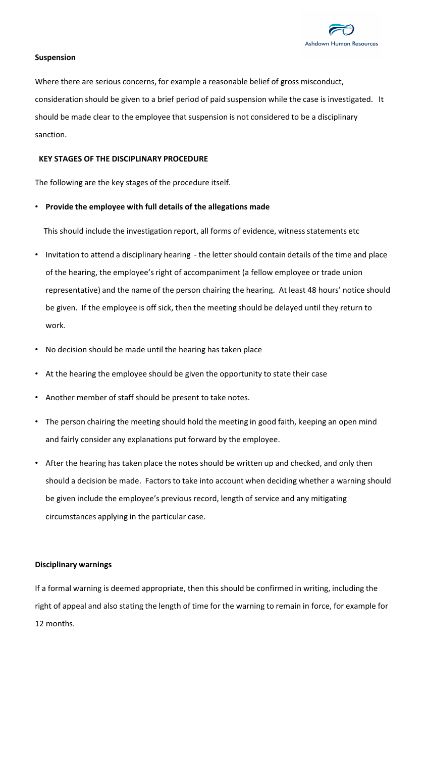**Suspension**

Where there are serious concerns, for example a reasonable belief of gross misconduct, consideration should be given to a brief period of paid suspension while the case is investigated. It should be made clear to the employee that suspension is not considered to be a disciplinary sanction.

**KEY STAGES OF THE DISCIPLINARY PROCEDURE**

The following are the key stages of the procedure itself.

- **Provide the employee with full details of the allegations made**

  This should include the investigation report, all forms of evidence, witness statements etc

- Invitation to attend a disciplinary hearing - the letter should contain details of the time and place of the hearing, the employee's right of accompaniment (a fellow employee or trade union representative) and the name of the person chairing the hearing. At least 48 hours' notice should be given. If the employee is off sick, then the meeting should be delayed until they return to work.
- No decision should be made until the hearing has taken place
- At the hearing the employee should be given the opportunity to state their case
- Another member of staff should be present to take notes.
- The person chairing the meeting should hold the meeting in good faith, keeping an open mind and fairly consider any explanations put forward by the employee.
- After the hearing has taken place the notes should be written up and checked, and only then should a decision be made. Factors to take into account when deciding whether a warning should be given include the employee's previous record, length of service and any mitigating circumstances applying in the particular case.

**Disciplinary warnings**

If a formal warning is deemed appropriate, then this should be confirmed in writing, including the right of appeal and also stating the length of time for the warning to remain in force, for example for 12 months.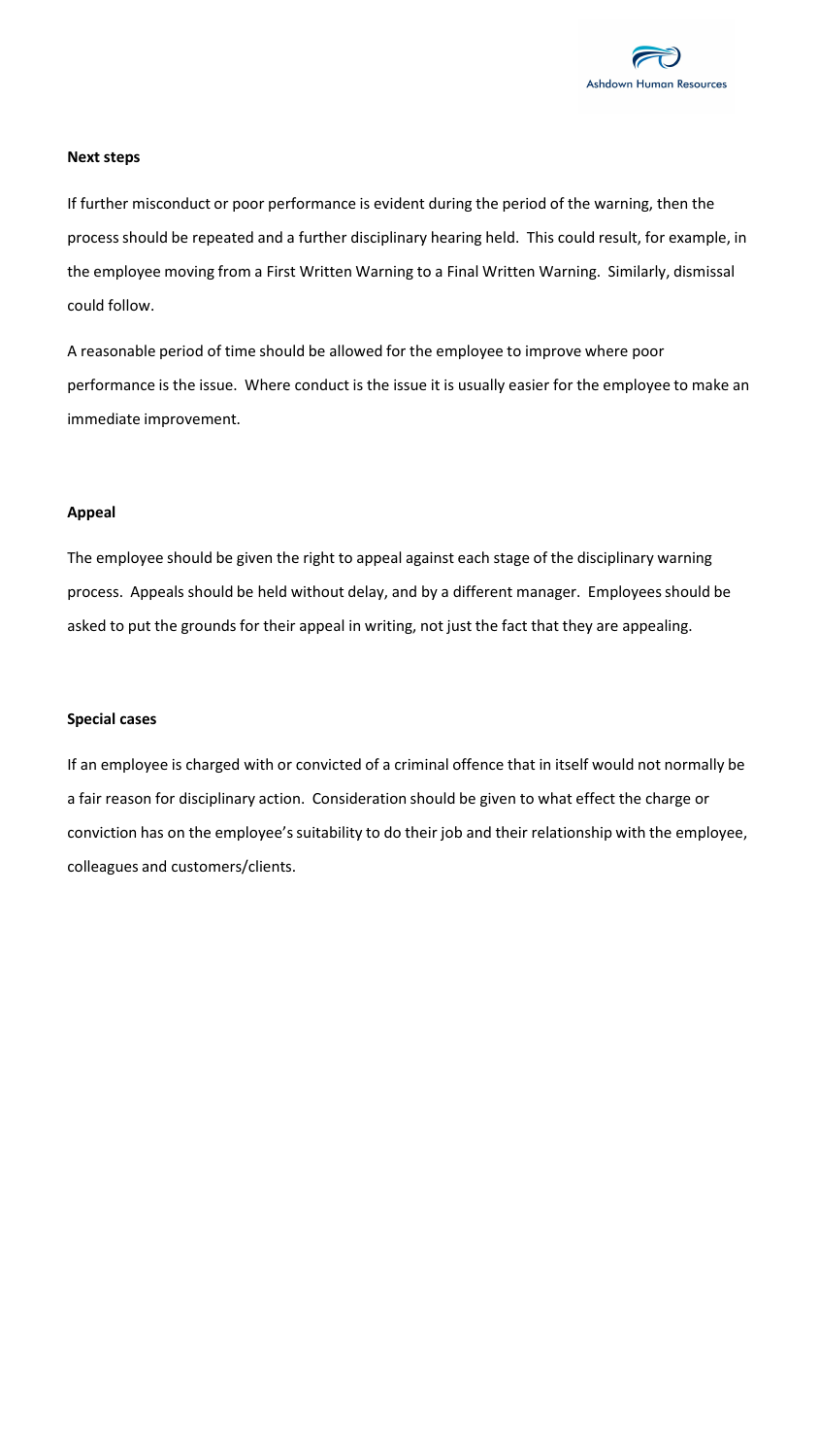**Next steps**

If further misconduct or poor performance is evident during the period of the warning, then the process should be repeated and a further disciplinary hearing held. This could result, for example, in the employee moving from a First Written Warning to a Final Written Warning. Similarly, dismissal could follow.

A reasonable period of time should be allowed for the employee to improve where poor performance is the issue. Where conduct is the issue it is usually easier for the employee to make an immediate improvement.

**Appeal**

The employee should be given the right to appeal against each stage of the disciplinary warning process. Appeals should be held without delay, and by a different manager. Employees should be asked to put the grounds for their appeal in writing, not just the fact that they are appealing.

**Special cases**

If an employee is charged with or convicted of a criminal offence that in itself would not normally be a fair reason for disciplinary action. Consideration should be given to what effect the charge or conviction has on the employee's suitability to do their job and their relationship with the employee, colleagues and customers/clients.